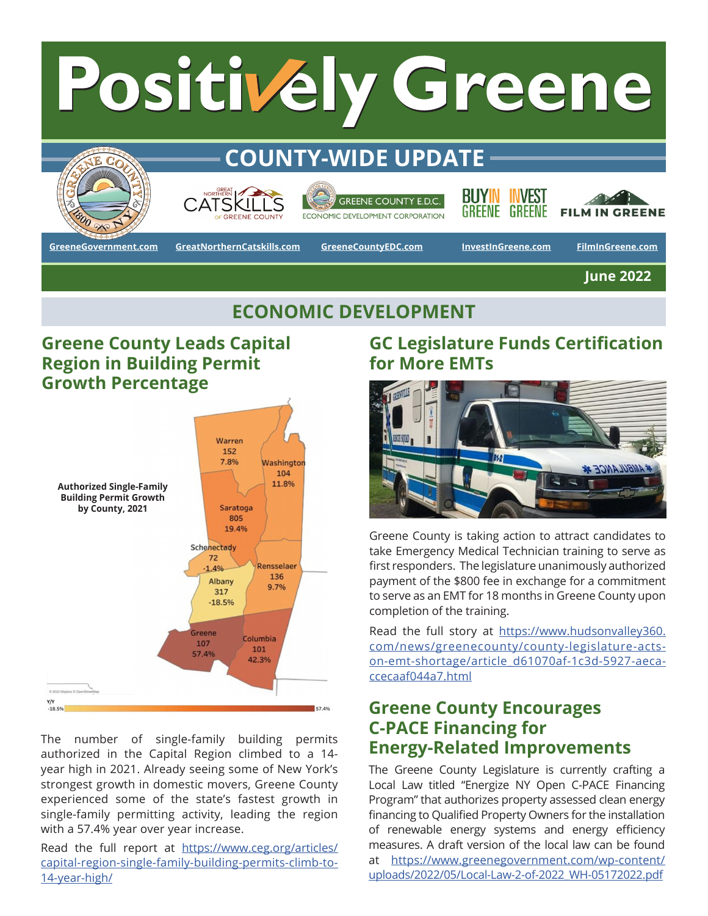# Positively Greene

## COUNTY-WIDE UPDATE

GreeneGovernment.com | GreatNorthernCatskills.com | GreeneCountyEDC.com | InvestInGreene.com | FilmInGreene.com

June 2022

## ECONOMIC DEVELOPMENT

### Greene County Leads Capital Region in Building Permit Growth Percentage

**Authorized Single-Family Building Permit Growth by County, 2021**

| County | Permits | Y/Y |
|---|---|---|
| Warren | 152 | 7.8% |
| Washington | 104 | 11.8% |
| Saratoga | 805 | 19.4% |
| Schenectady | 72 | -1.4% |
| Rensselaer | 136 | 9.7% |
| Albany | 317 | -18.5% |
| Greene | 107 | 57.4% |
| Columbia | 101 | 42.3% |

The number of single-family building permits authorized in the Capital Region climbed to a 14-year high in 2021. Already seeing some of New York's strongest growth in domestic movers, Greene County experienced some of the state's fastest growth in single-family permitting activity, leading the region with a 57.4% year over year increase.

Read the full report at https://www.ceg.org/articles/capital-region-single-family-building-permits-climb-to-14-year-high/

### GC Legislature Funds Certification for More EMTs

Greene County is taking action to attract candidates to take Emergency Medical Technician training to serve as first responders. The legislature unanimously authorized payment of the $800 fee in exchange for a commitment to serve as an EMT for 18 months in Greene County upon completion of the training.

Read the full story at https://www.hudsonvalley360.com/news/greenecounty/county-legislature-acts-on-emt-shortage/article_d61070af-1c3d-5927-aeca-ccecaaf044a7.html

### Greene County Encourages C-PACE Financing for Energy-Related Improvements

The Greene County Legislature is currently crafting a Local Law titled "Energize NY Open C-PACE Financing Program" that authorizes property assessed clean energy financing to Qualified Property Owners for the installation of renewable energy systems and energy efficiency measures. A draft version of the local law can be found at https://www.greenegovernment.com/wp-content/uploads/2022/05/Local-Law-2-of-2022_WH-05172022.pdf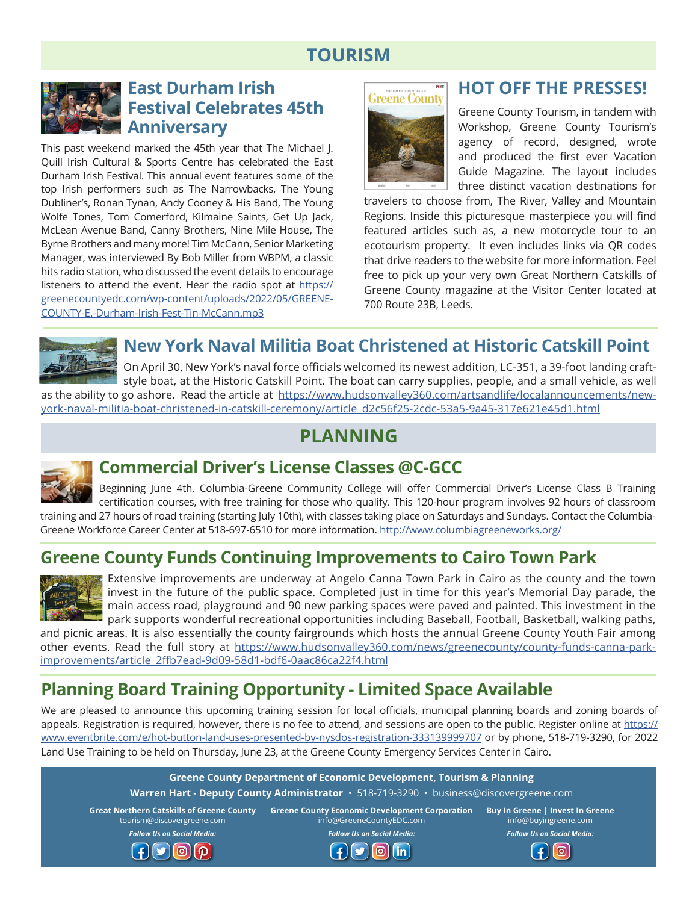# TOURISM

## East Durham Irish Festival Celebrates 45th Anniversary

This past weekend marked the 45th year that The Michael J. Quill Irish Cultural & Sports Centre has celebrated the East Durham Irish Festival. This annual event features some of the top Irish performers such as The Narrowbacks, The Young Dubliner's, Ronan Tynan, Andy Cooney & His Band, The Young Wolfe Tones, Tom Comerford, Kilmaine Saints, Get Up Jack, McLean Avenue Band, Canny Brothers, Nine Mile House, The Byrne Brothers and many more! Tim McCann, Senior Marketing Manager, was interviewed By Bob Miller from WBPM, a classic hits radio station, who discussed the event details to encourage listeners to attend the event. Hear the radio spot at https://greenecountyedc.com/wp-content/uploads/2022/05/GREENE-COUNTY-E.-Durham-Irish-Fest-Tin-McCann.mp3

## HOT OFF THE PRESSES!

Greene County Tourism, in tandem with Workshop, Greene County Tourism's agency of record, designed, wrote and produced the first ever Vacation Guide Magazine. The layout includes three distinct vacation destinations for travelers to choose from, The River, Valley and Mountain Regions. Inside this picturesque masterpiece you will find featured articles such as, a new motorcycle tour to an ecotourism property. It even includes links via QR codes that drive readers to the website for more information. Feel free to pick up your very own Great Northern Catskills of Greene County magazine at the Visitor Center located at 700 Route 23B, Leeds.

## New York Naval Militia Boat Christened at Historic Catskill Point

On April 30, New York's naval force officials welcomed its newest addition, LC-351, a 39-foot landing craft-style boat, at the Historic Catskill Point. The boat can carry supplies, people, and a small vehicle, as well as the ability to go ashore. Read the article at https://www.hudsonvalley360.com/artsandlife/localannouncements/new-york-naval-militia-boat-christened-in-catskill-ceremony/article_d2c56f25-2cdc-53a5-9a45-317e621e45d1.html

# PLANNING

## Commercial Driver's License Classes @C-GCC

Beginning June 4th, Columbia-Greene Community College will offer Commercial Driver's License Class B Training certification courses, with free training for those who qualify. This 120-hour program involves 92 hours of classroom training and 27 hours of road training (starting July 10th), with classes taking place on Saturdays and Sundays. Contact the Columbia-Greene Workforce Career Center at 518-697-6510 for more information. http://www.columbiagreeneworks.org/

## Greene County Funds Continuing Improvements to Cairo Town Park

Extensive improvements are underway at Angelo Canna Town Park in Cairo as the county and the town invest in the future of the public space. Completed just in time for this year's Memorial Day parade, the main access road, playground and 90 new parking spaces were paved and painted. This investment in the park supports wonderful recreational opportunities including Baseball, Football, Basketball, walking paths, and picnic areas. It is also essentially the county fairgrounds which hosts the annual Greene County Youth Fair among other events. Read the full story at https://www.hudsonvalley360.com/news/greenecounty/county-funds-canna-park-improvements/article_2ffb7ead-9d09-58d1-bdf6-0aac86ca22f4.html

## Planning Board Training Opportunity - Limited Space Available

We are pleased to announce this upcoming training session for local officials, municipal planning boards and zoning boards of appeals. Registration is required, however, there is no fee to attend, and sessions are open to the public. Register online at https://www.eventbrite.com/e/hot-button-land-uses-presented-by-nysdos-registration-333139999707 or by phone, 518-719-3290, for 2022 Land Use Training to be held on Thursday, June 23, at the Greene County Emergency Services Center in Cairo.

**Greene County Department of Economic Development, Tourism & Planning**

**Warren Hart - Deputy County Administrator** • 518-719-3290 • business@discovergreene.com

**Great Northern Catskills of Greene County**
tourism@discovergreene.com
*Follow Us on Social Media:*

**Greene County Economic Development Corporation**
info@GreeneCountyEDC.com
*Follow Us on Social Media:*

**Buy In Greene | Invest In Greene**
info@buyingreene.com
*Follow Us on Social Media:*